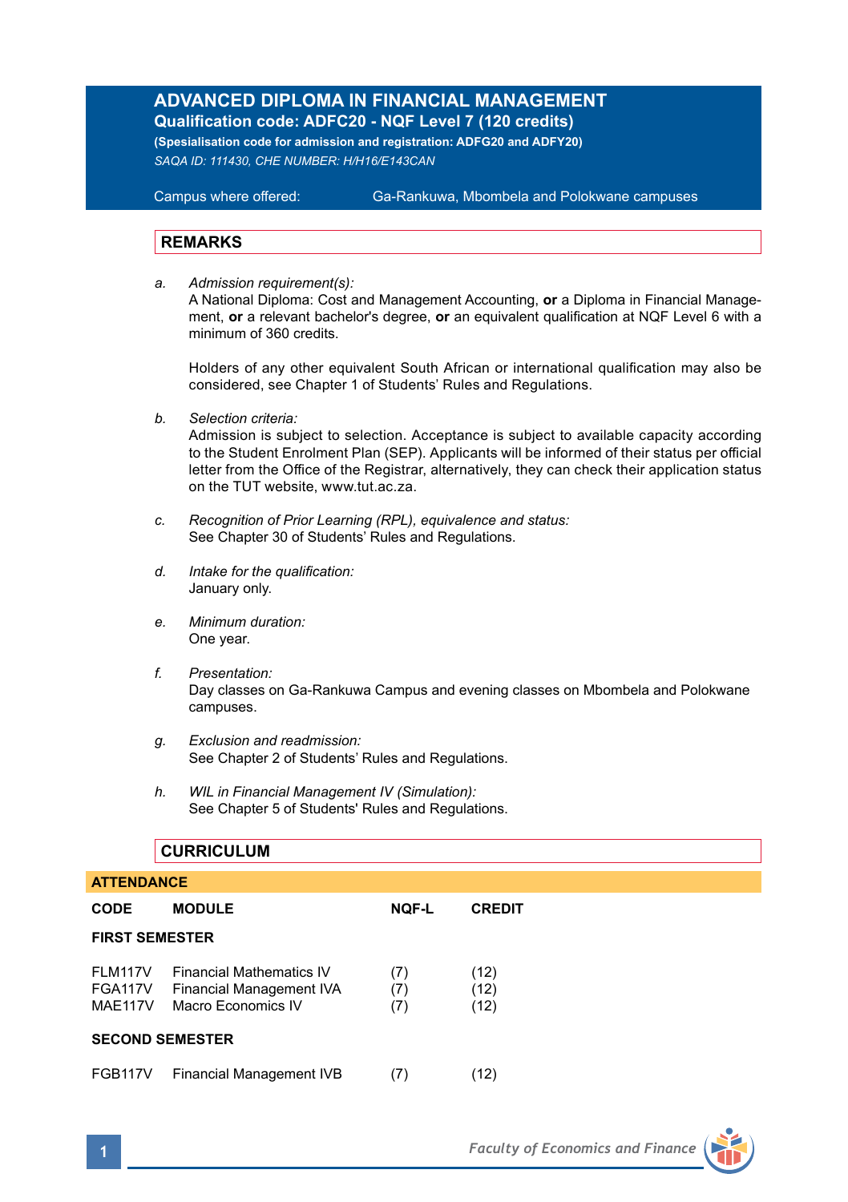# ADVANCED DIPLOMA IN FINANCIAL MANAGEMENT

**Qualification code: ADFC20 - NQF Level 7 (120 credits)**

**(Spesialisation code for admission and registration: ADFG20 and ADFY20)**

*SAQA ID: 111430, CHE NUMBER: H/H16/E143CAN*

Campus where offered: Ga-Rankuwa, Mbombela and Polokwane campuses

## REMARKS

a. *Admission requirement(s):*
A National Diploma: Cost and Management Accounting, **or** a Diploma in Financial Management, **or** a relevant bachelor's degree, **or** an equivalent qualification at NQF Level 6 with a minimum of 360 credits.

Holders of any other equivalent South African or international qualification may also be considered, see Chapter 1 of Students' Rules and Regulations.

b. *Selection criteria:*
Admission is subject to selection. Acceptance is subject to available capacity according to the Student Enrolment Plan (SEP). Applicants will be informed of their status per official letter from the Office of the Registrar, alternatively, they can check their application status on the TUT website, www.tut.ac.za.

c. *Recognition of Prior Learning (RPL), equivalence and status:*
See Chapter 30 of Students' Rules and Regulations.

d. *Intake for the qualification:*
January only.

e. *Minimum duration:*
One year.

f. *Presentation:*
Day classes on Ga-Rankuwa Campus and evening classes on Mbombela and Polokwane campuses.

g. *Exclusion and readmission:*
See Chapter 2 of Students' Rules and Regulations.

h. *WIL in Financial Management IV (Simulation):*
See Chapter 5 of Students' Rules and Regulations.

## CURRICULUM

**ATTENDANCE**

| CODE | MODULE | NQF-L | CREDIT |
|---|---|---|---|
| **FIRST SEMESTER** | | | |
| FLM117V | Financial Mathematics IV | (7) | (12) |
| FGA117V | Financial Management IVA | (7) | (12) |
| MAE117V | Macro Economics IV | (7) | (12) |
| **SECOND SEMESTER** | | | |
| FGB117V | Financial Management IVB | (7) | (12) |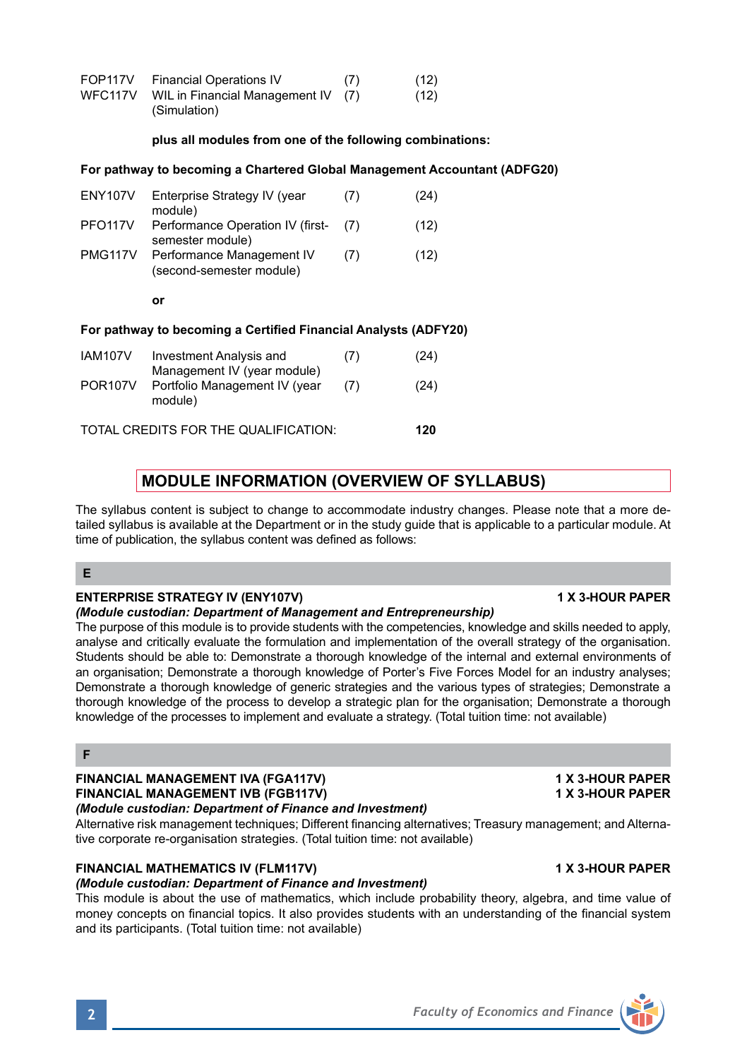| | | | |
|---|---|---|---|
| FOP117V | Financial Operations IV | (7) | (12) |
| WFC117V | WIL in Financial Management IV (Simulation) | (7) | (12) |

**plus all modules from one of the following combinations:**

**For pathway to becoming a Chartered Global Management Accountant (ADFG20)**

| | | | |
|---|---|---|---|
| ENY107V | Enterprise Strategy IV (year module) | (7) | (24) |
| PFO117V | Performance Operation IV (first-semester module) | (7) | (12) |
| PMG117V | Performance Management IV (second-semester module) | (7) | (12) |

**or**

**For pathway to becoming a Certified Financial Analysts (ADFY20)**

| | | | |
|---|---|---|---|
| IAM107V | Investment Analysis and Management IV (year module) | (7) | (24) |
| POR107V | Portfolio Management IV (year module) | (7) | (24) |

TOTAL CREDITS FOR THE QUALIFICATION: **120**

## MODULE INFORMATION (OVERVIEW OF SYLLABUS)

The syllabus content is subject to change to accommodate industry changes. Please note that a more detailed syllabus is available at the Department or in the study guide that is applicable to a particular module. At time of publication, the syllabus content was defined as follows:

### E

**ENTERPRISE STRATEGY IV (ENY107V)** **1 X 3-HOUR PAPER**
***(Module custodian: Department of Management and Entrepreneurship)***
The purpose of this module is to provide students with the competencies, knowledge and skills needed to apply, analyse and critically evaluate the formulation and implementation of the overall strategy of the organisation. Students should be able to: Demonstrate a thorough knowledge of the internal and external environments of an organisation; Demonstrate a thorough knowledge of Porter's Five Forces Model for an industry analyses; Demonstrate a thorough knowledge of generic strategies and the various types of strategies; Demonstrate a thorough knowledge of the process to develop a strategic plan for the organisation; Demonstrate a thorough knowledge of the processes to implement and evaluate a strategy. (Total tuition time: not available)

### F

**FINANCIAL MANAGEMENT IVA (FGA117V)** **1 X 3-HOUR PAPER**
**FINANCIAL MANAGEMENT IVB (FGB117V)** **1 X 3-HOUR PAPER**
***(Module custodian: Department of Finance and Investment)***
Alternative risk management techniques; Different financing alternatives; Treasury management; and Alternative corporate re-organisation strategies. (Total tuition time: not available)

**FINANCIAL MATHEMATICS IV (FLM117V)** **1 X 3-HOUR PAPER**
***(Module custodian: Department of Finance and Investment)***
This module is about the use of mathematics, which include probability theory, algebra, and time value of money concepts on financial topics. It also provides students with an understanding of the financial system and its participants. (Total tuition time: not available)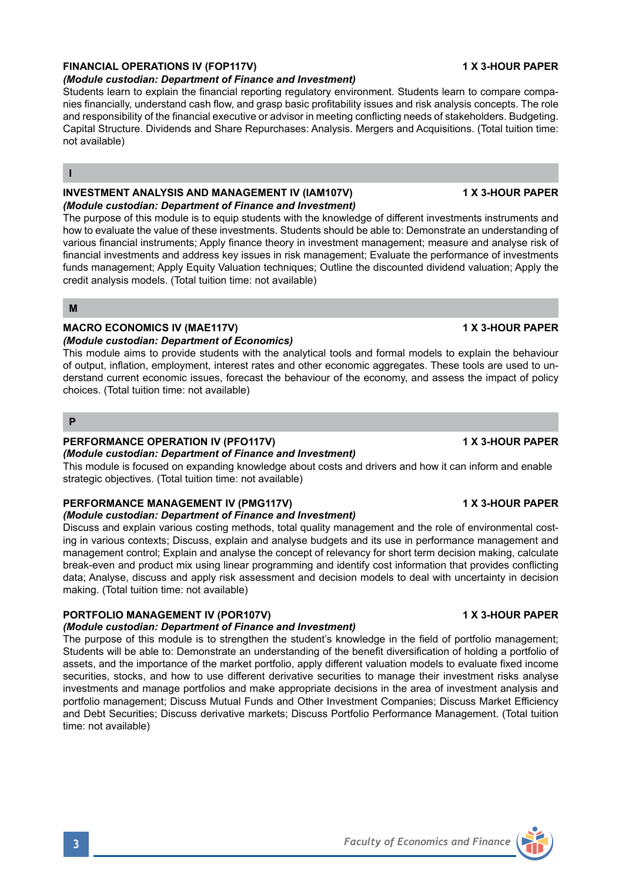### FINANCIAL OPERATIONS IV (FOP117V) — 1 X 3-HOUR PAPER

*(Module custodian: Department of Finance and Investment)*

Students learn to explain the financial reporting regulatory environment. Students learn to compare companies financially, understand cash flow, and grasp basic profitability issues and risk analysis concepts. The role and responsibility of the financial executive or advisor in meeting conflicting needs of stakeholders. Budgeting. Capital Structure. Dividends and Share Repurchases: Analysis. Mergers and Acquisitions. (Total tuition time: not available)

## I

### INVESTMENT ANALYSIS AND MANAGEMENT IV (IAM107V) — 1 X 3-HOUR PAPER

*(Module custodian: Department of Finance and Investment)*

The purpose of this module is to equip students with the knowledge of different investments instruments and how to evaluate the value of these investments. Students should be able to: Demonstrate an understanding of various financial instruments; Apply finance theory in investment management; measure and analyse risk of financial investments and address key issues in risk management; Evaluate the performance of investments funds management; Apply Equity Valuation techniques; Outline the discounted dividend valuation; Apply the credit analysis models. (Total tuition time: not available)

## M

### MACRO ECONOMICS IV (MAE117V) — 1 X 3-HOUR PAPER

*(Module custodian: Department of Economics)*

This module aims to provide students with the analytical tools and formal models to explain the behaviour of output, inflation, employment, interest rates and other economic aggregates. These tools are used to understand current economic issues, forecast the behaviour of the economy, and assess the impact of policy choices. (Total tuition time: not available)

## P

### PERFORMANCE OPERATION IV (PFO117V) — 1 X 3-HOUR PAPER

*(Module custodian: Department of Finance and Investment)*

This module is focused on expanding knowledge about costs and drivers and how it can inform and enable strategic objectives. (Total tuition time: not available)

### PERFORMANCE MANAGEMENT IV (PMG117V) — 1 X 3-HOUR PAPER

*(Module custodian: Department of Finance and Investment)*

Discuss and explain various costing methods, total quality management and the role of environmental costing in various contexts; Discuss, explain and analyse budgets and its use in performance management and management control; Explain and analyse the concept of relevancy for short term decision making, calculate break-even and product mix using linear programming and identify cost information that provides conflicting data; Analyse, discuss and apply risk assessment and decision models to deal with uncertainty in decision making. (Total tuition time: not available)

### PORTFOLIO MANAGEMENT IV (POR107V) — 1 X 3-HOUR PAPER

*(Module custodian: Department of Finance and Investment)*

The purpose of this module is to strengthen the student's knowledge in the field of portfolio management; Students will be able to: Demonstrate an understanding of the benefit diversification of holding a portfolio of assets, and the importance of the market portfolio, apply different valuation models to evaluate fixed income securities, stocks, and how to use different derivative securities to manage their investment risks analyse investments and manage portfolios and make appropriate decisions in the area of investment analysis and portfolio management; Discuss Mutual Funds and Other Investment Companies; Discuss Market Efficiency and Debt Securities; Discuss derivative markets; Discuss Portfolio Performance Management. (Total tuition time: not available)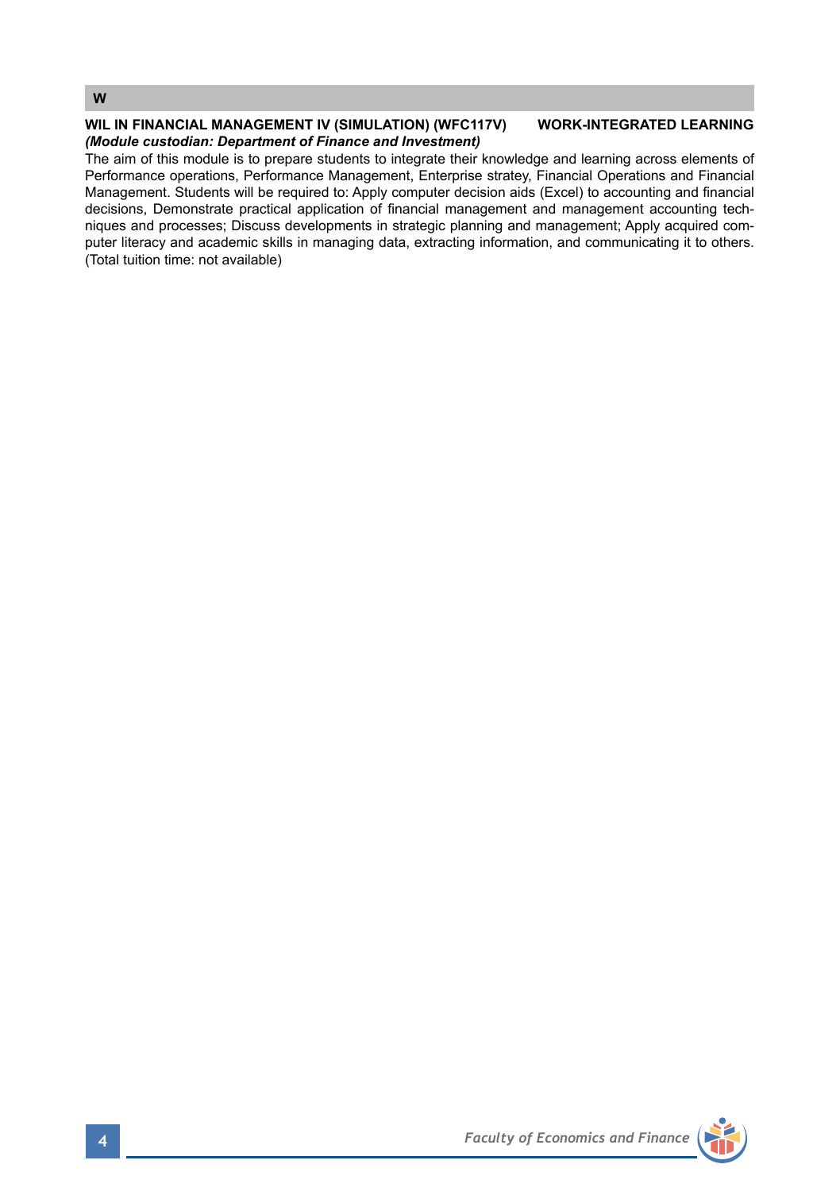**W**

**WIL IN FINANCIAL MANAGEMENT IV (SIMULATION) (WFC117V) WORK-INTEGRATED LEARNING**
***(Module custodian: Department of Finance and Investment)***

The aim of this module is to prepare students to integrate their knowledge and learning across elements of Performance operations, Performance Management, Enterprise stratey, Financial Operations and Financial Management. Students will be required to: Apply computer decision aids (Excel) to accounting and financial decisions, Demonstrate practical application of financial management and management accounting techniques and processes; Discuss developments in strategic planning and management; Apply acquired computer literacy and academic skills in managing data, extracting information, and communicating it to others. (Total tuition time: not available)